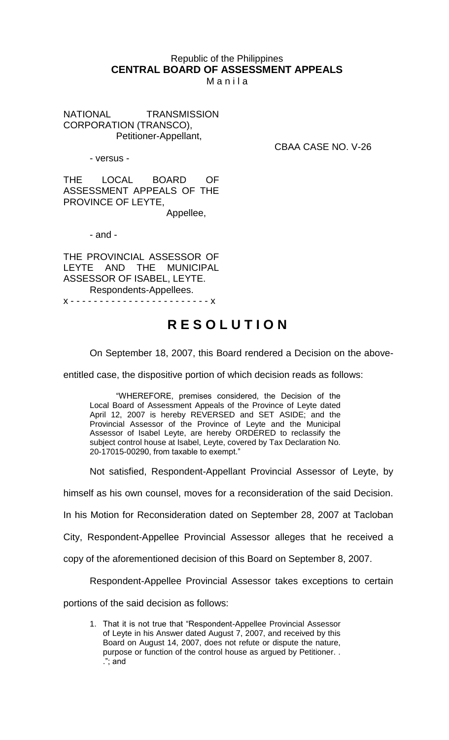Republic of the Philippines
**CENTRAL BOARD OF ASSESSMENT APPEALS**
M a n i l a

NATIONAL TRANSMISSION CORPORATION (TRANSCO),
Petitioner-Appellant,

- versus -

CBAA CASE NO. V-26

THE LOCAL BOARD OF ASSESSMENT APPEALS OF THE PROVINCE OF LEYTE,
Appellee,

- and -

THE PROVINCIAL ASSESSOR OF LEYTE AND THE MUNICIPAL ASSESSOR OF ISABEL, LEYTE.
Respondents-Appellees.

x - - - - - - - - - - - - - - - - - - - - - - - - x

# R E S O L U T I O N

On September 18, 2007, this Board rendered a Decision on the above-entitled case, the dispositive portion of which decision reads as follows:

> "WHEREFORE, premises considered, the Decision of the Local Board of Assessment Appeals of the Province of Leyte dated April 12, 2007 is hereby REVERSED and SET ASIDE; and the Provincial Assessor of the Province of Leyte and the Municipal Assessor of Isabel Leyte, are hereby ORDERED to reclassify the subject control house at Isabel, Leyte, covered by Tax Declaration No. 20-17015-00290, from taxable to exempt."

Not satisfied, Respondent-Appellant Provincial Assessor of Leyte, by himself as his own counsel, moves for a reconsideration of the said Decision. In his Motion for Reconsideration dated on September 28, 2007 at Tacloban City, Respondent-Appellee Provincial Assessor alleges that he received a copy of the aforementioned decision of this Board on September 8, 2007.

Respondent-Appellee Provincial Assessor takes exceptions to certain portions of the said decision as follows:

1. That it is not true that "Respondent-Appellee Provincial Assessor of Leyte in his Answer dated August 7, 2007, and received by this Board on August 14, 2007, does not refute or dispute the nature, purpose or function of the control house as argued by Petitioner. . ."; and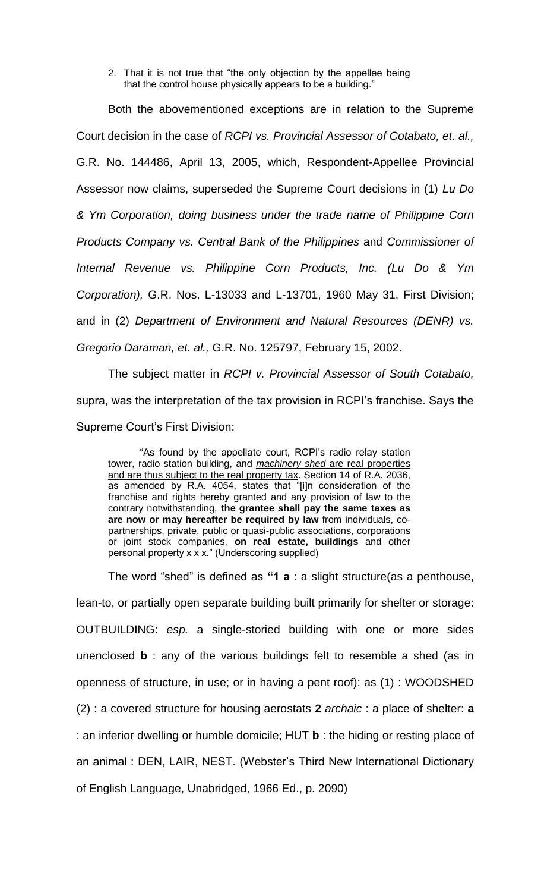2. That it is not true that "the only objection by the appellee being that the control house physically appears to be a building."

Both the abovementioned exceptions are in relation to the Supreme Court decision in the case of *RCPI vs. Provincial Assessor of Cotabato, et. al.,* G.R. No. 144486, April 13, 2005, which, Respondent-Appellee Provincial Assessor now claims, superseded the Supreme Court decisions in (1) *Lu Do & Ym Corporation, doing business under the trade name of Philippine Corn Products Company vs. Central Bank of the Philippines* and *Commissioner of Internal Revenue vs. Philippine Corn Products, Inc. (Lu Do & Ym Corporation),* G.R. Nos. L-13033 and L-13701, 1960 May 31, First Division; and in (2) *Department of Environment and Natural Resources (DENR) vs. Gregorio Daraman, et. al.,* G.R. No. 125797, February 15, 2002.

The subject matter in *RCPI v. Provincial Assessor of South Cotabato,* supra, was the interpretation of the tax provision in RCPI's franchise. Says the Supreme Court's First Division:

> "As found by the appellate court, RCPI's radio relay station tower, radio station building, and <u>*machinery shed* are real properties and are thus subject to the real property tax</u>. Section 14 of R.A. 2036, as amended by R.A. 4054, states that "[i]n consideration of the franchise and rights hereby granted and any provision of law to the contrary notwithstanding, **the grantee shall pay the same taxes as are now or may hereafter be required by law** from individuals, co-partnerships, private, public or quasi-public associations, corporations or joint stock companies, **on real estate, buildings** and other personal property x x x." (Underscoring supplied)

The word "shed" is defined as **"1 a** : a slight structure(as a penthouse, lean-to, or partially open separate building built primarily for shelter or storage: OUTBUILDING: *esp.* a single-storied building with one or more sides unenclosed **b** : any of the various buildings felt to resemble a shed (as in openness of structure, in use; or in having a pent roof): as (1) : WOODSHED (2) : a covered structure for housing aerostats **2** *archaic* : a place of shelter: **a** : an inferior dwelling or humble domicile; HUT **b** : the hiding or resting place of an animal : DEN, LAIR, NEST. (Webster's Third New International Dictionary of English Language, Unabridged, 1966 Ed., p. 2090)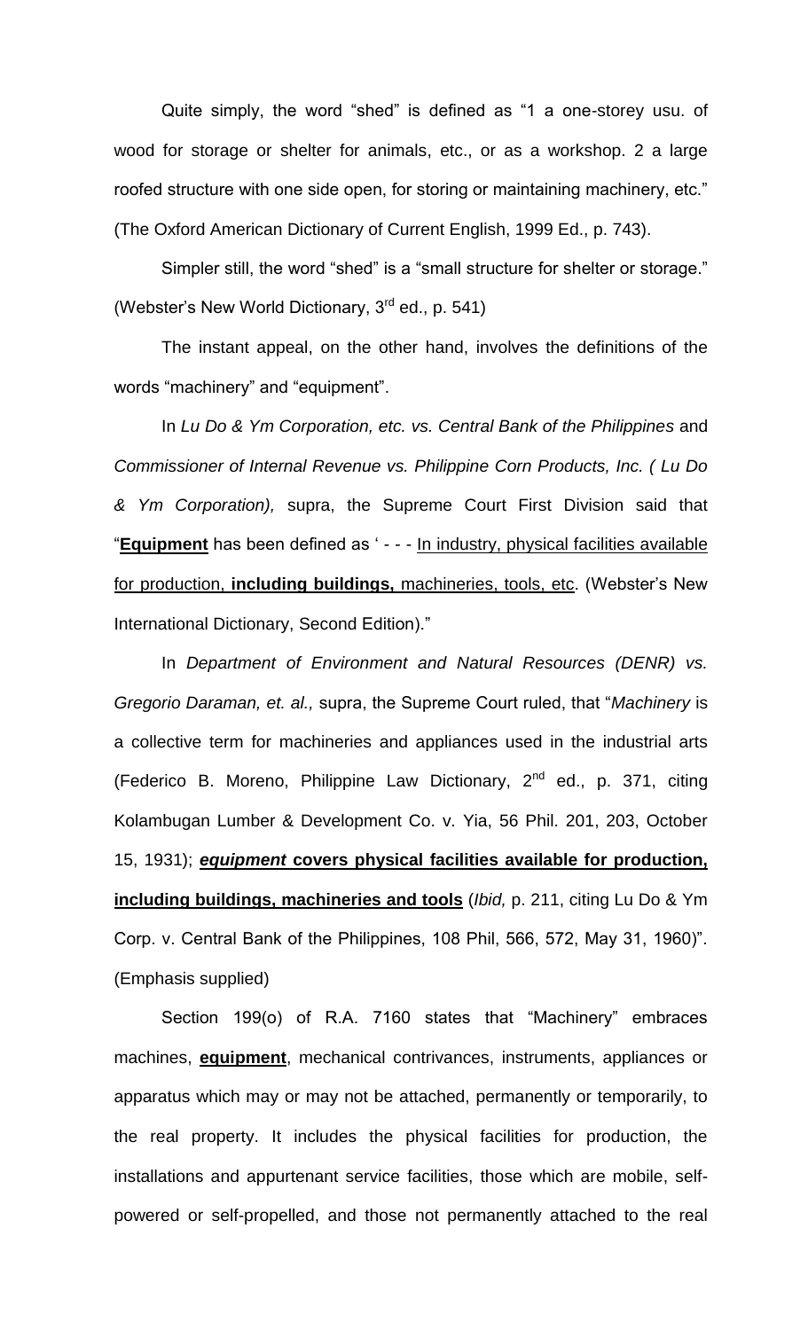Quite simply, the word "shed" is defined as "1 a one-storey usu. of wood for storage or shelter for animals, etc., or as a workshop. 2 a large roofed structure with one side open, for storing or maintaining machinery, etc." (The Oxford American Dictionary of Current English, 1999 Ed., p. 743).

Simpler still, the word "shed" is a "small structure for shelter or storage." (Webster's New World Dictionary, 3rd ed., p. 541)

The instant appeal, on the other hand, involves the definitions of the words "machinery" and "equipment".

In *Lu Do & Ym Corporation, etc. vs. Central Bank of the Philippines* and *Commissioner of Internal Revenue vs. Philippine Corn Products, Inc. ( Lu Do & Ym Corporation),* supra, the Supreme Court First Division said that "**Equipment** has been defined as ' - - - In industry, physical facilities available for production, **including buildings,** machineries, tools, etc. (Webster's New International Dictionary, Second Edition)."

In *Department of Environment and Natural Resources (DENR) vs. Gregorio Daraman, et. al.,* supra, the Supreme Court ruled, that "*Machinery* is a collective term for machineries and appliances used in the industrial arts (Federico B. Moreno, Philippine Law Dictionary, 2nd ed., p. 371, citing Kolambugan Lumber & Development Co. v. Yia, 56 Phil. 201, 203, October 15, 1931); ***equipment* covers physical facilities available for production, including buildings, machineries and tools** (*Ibid,* p. 211, citing Lu Do & Ym Corp. v. Central Bank of the Philippines, 108 Phil, 566, 572, May 31, 1960)". (Emphasis supplied)

Section 199(o) of R.A. 7160 states that "Machinery" embraces machines, **equipment**, mechanical contrivances, instruments, appliances or apparatus which may or may not be attached, permanently or temporarily, to the real property. It includes the physical facilities for production, the installations and appurtenant service facilities, those which are mobile, self-powered or self-propelled, and those not permanently attached to the real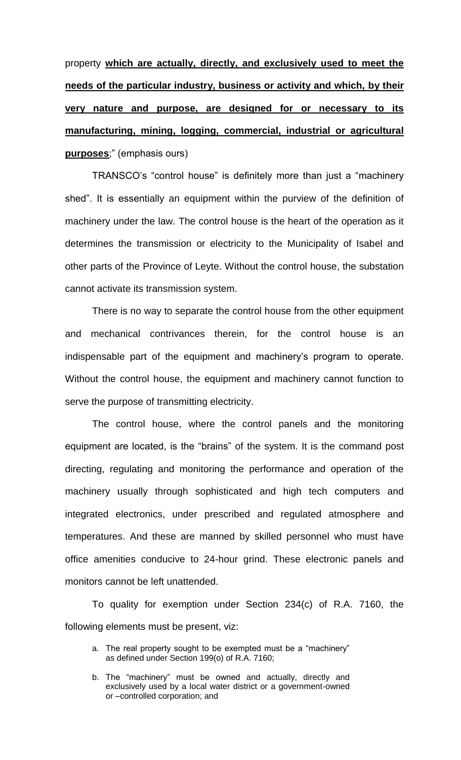property **which are actually, directly, and exclusively used to meet the needs of the particular industry, business or activity and which, by their very nature and purpose, are designed for or necessary to its manufacturing, mining, logging, commercial, industrial or agricultural purposes**;" (emphasis ours)

TRANSCO's "control house" is definitely more than just a "machinery shed". It is essentially an equipment within the purview of the definition of machinery under the law. The control house is the heart of the operation as it determines the transmission or electricity to the Municipality of Isabel and other parts of the Province of Leyte. Without the control house, the substation cannot activate its transmission system.

There is no way to separate the control house from the other equipment and mechanical contrivances therein, for the control house is an indispensable part of the equipment and machinery's program to operate. Without the control house, the equipment and machinery cannot function to serve the purpose of transmitting electricity.

The control house, where the control panels and the monitoring equipment are located, is the "brains" of the system. It is the command post directing, regulating and monitoring the performance and operation of the machinery usually through sophisticated and high tech computers and integrated electronics, under prescribed and regulated atmosphere and temperatures. And these are manned by skilled personnel who must have office amenities conducive to 24-hour grind. These electronic panels and monitors cannot be left unattended.

To quality for exemption under Section 234(c) of R.A. 7160, the following elements must be present, viz:

a. The real property sought to be exempted must be a "machinery" as defined under Section 199(o) of R.A. 7160;

b. The "machinery" must be owned and actually, directly and exclusively used by a local water district or a government-owned or –controlled corporation; and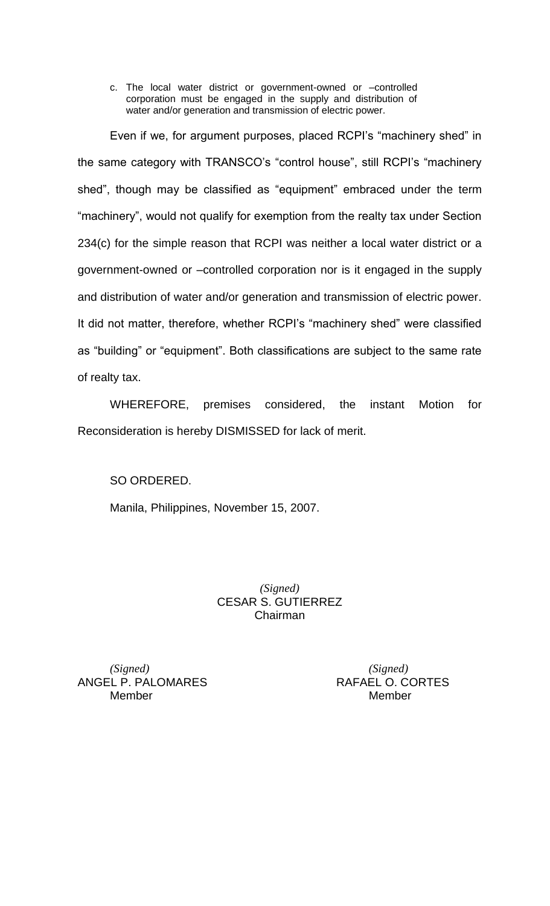c. The local water district or government-owned or –controlled corporation must be engaged in the supply and distribution of water and/or generation and transmission of electric power.

Even if we, for argument purposes, placed RCPI's "machinery shed" in the same category with TRANSCO's "control house", still RCPI's "machinery shed", though may be classified as "equipment" embraced under the term "machinery", would not qualify for exemption from the realty tax under Section 234(c) for the simple reason that RCPI was neither a local water district or a government-owned or –controlled corporation nor is it engaged in the supply and distribution of water and/or generation and transmission of electric power. It did not matter, therefore, whether RCPI's "machinery shed" were classified as "building" or "equipment". Both classifications are subject to the same rate of realty tax.

WHEREFORE, premises considered, the instant Motion for Reconsideration is hereby DISMISSED for lack of merit.

SO ORDERED.

Manila, Philippines, November 15, 2007.

*(Signed)*
CESAR S. GUTIERREZ
Chairman

*(Signed)*
ANGEL P. PALOMARES
Member

*(Signed)*
RAFAEL O. CORTES
Member